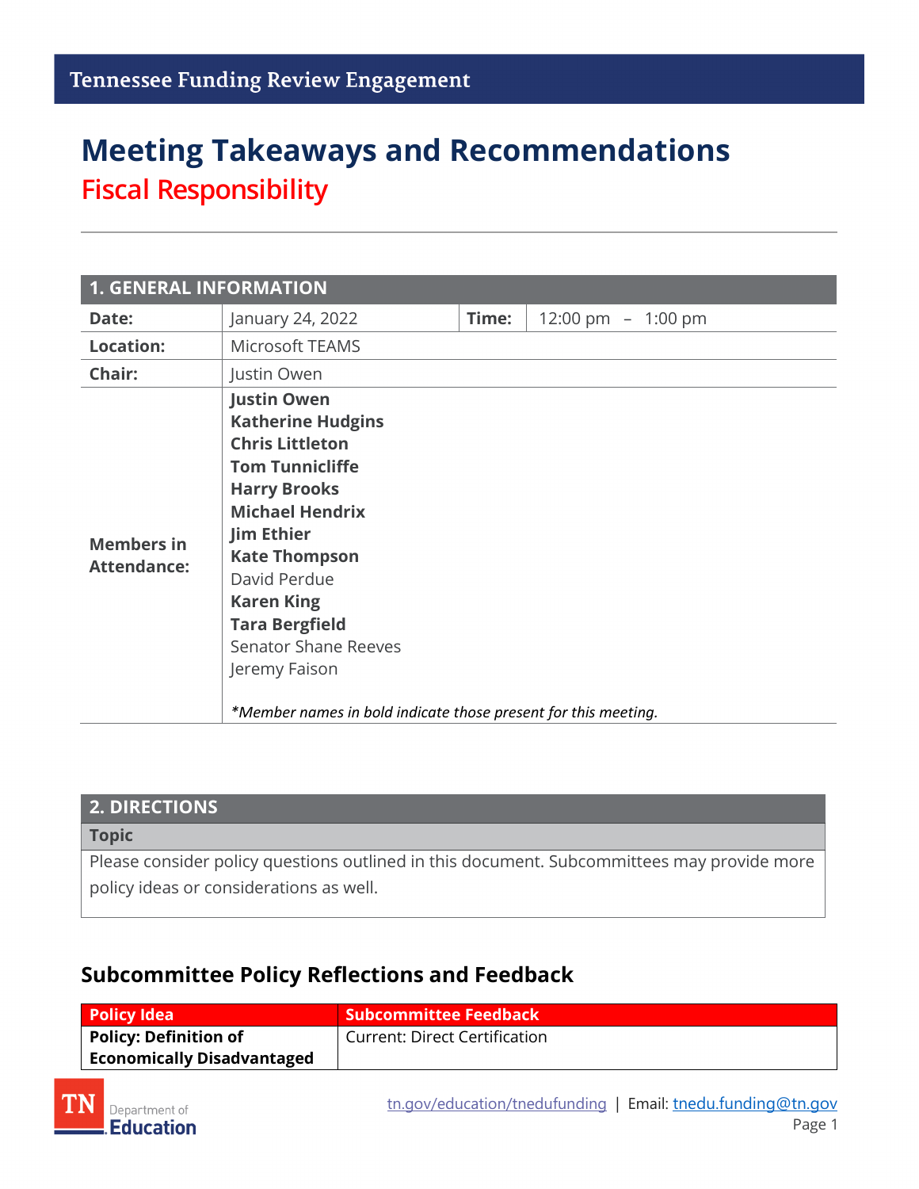Tennessee Funding Review Engagement

# Meeting Takeaways and Recommendations

## Fiscal Responsibility

| 1. GENERAL INFORMATION | | | |
|---|---|---|---|
| **Date:** | January 24, 2022 | **Time:** | 12:00 pm – 1:00 pm |
| **Location:** | Microsoft TEAMS | | |
| **Chair:** | Justin Owen | | |
| **Members in Attendance:** | **Justin Owen**<br>**Katherine Hudgins**<br>**Chris Littleton**<br>**Tom Tunnicliffe**<br>**Harry Brooks**<br>**Michael Hendrix**<br>**Jim Ethier**<br>**Kate Thompson**<br>David Perdue<br>**Karen King**<br>**Tara Bergfield**<br>Senator Shane Reeves<br>Jeremy Faison<br><br>*\*Member names in bold indicate those present for this meeting.* | | |

| 2. DIRECTIONS |
|---|
| **Topic** |
| Please consider policy questions outlined in this document. Subcommittees may provide more policy ideas or considerations as well. |

### Subcommittee Policy Reflections and Feedback

| Policy Idea | Subcommittee Feedback |
|---|---|
| **Policy: Definition of Economically Disadvantaged** | Current: Direct Certification |

tn.gov/education/tnedufunding | Email: tnedu.funding@tn.gov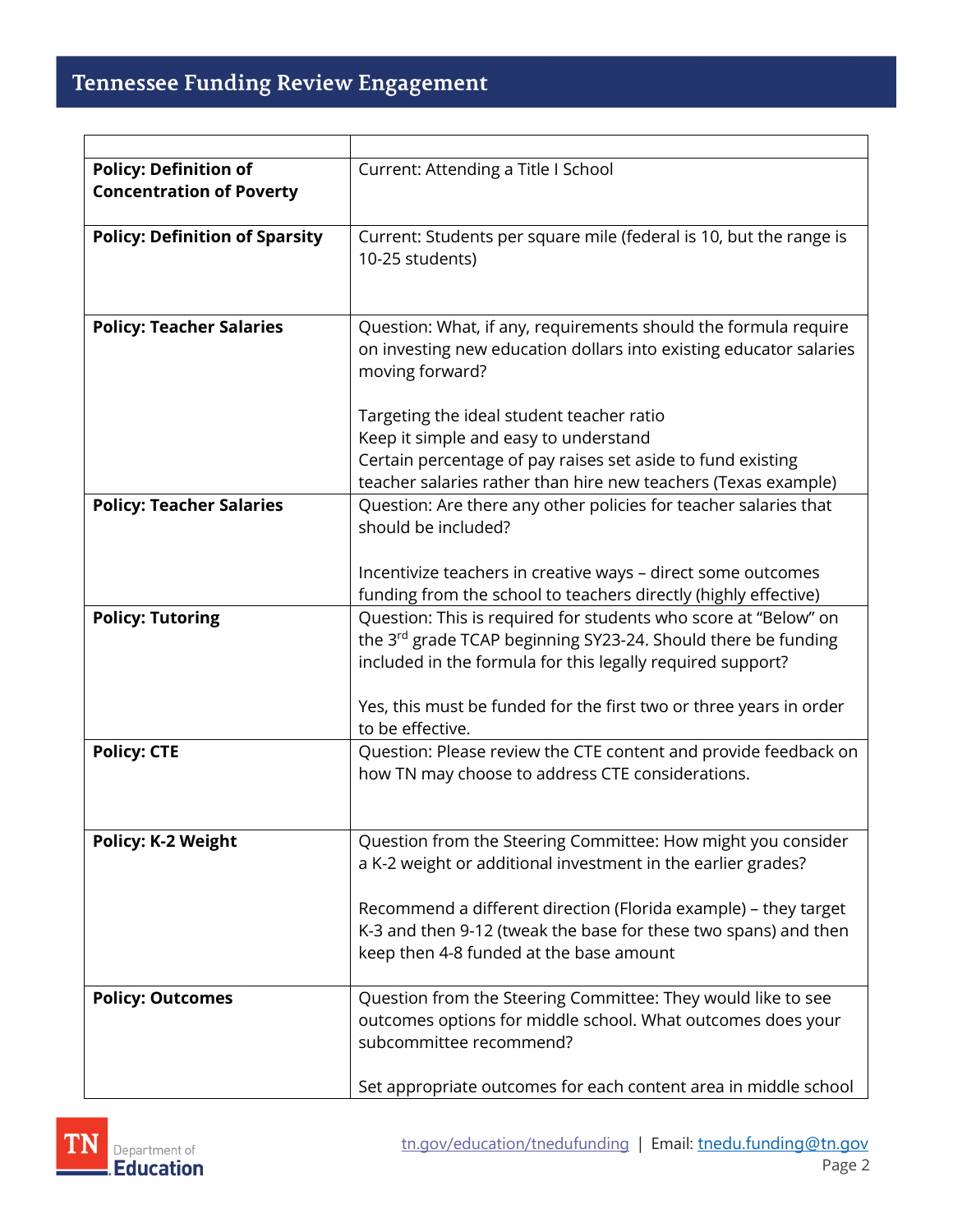| | |
|---|---|
| **Policy: Definition of Concentration of Poverty** | Current: Attending a Title I School |
| **Policy: Definition of Sparsity** | Current: Students per square mile (federal is 10, but the range is 10-25 students) |
| **Policy: Teacher Salaries** | Question: What, if any, requirements should the formula require on investing new education dollars into existing educator salaries moving forward?<br><br>Targeting the ideal student teacher ratio<br>Keep it simple and easy to understand<br>Certain percentage of pay raises set aside to fund existing teacher salaries rather than hire new teachers (Texas example) |
| **Policy: Teacher Salaries** | Question: Are there any other policies for teacher salaries that should be included?<br><br>Incentivize teachers in creative ways – direct some outcomes funding from the school to teachers directly (highly effective) |
| **Policy: Tutoring** | Question: This is required for students who score at "Below" on the 3rd grade TCAP beginning SY23-24. Should there be funding included in the formula for this legally required support?<br><br>Yes, this must be funded for the first two or three years in order to be effective. |
| **Policy: CTE** | Question: Please review the CTE content and provide feedback on how TN may choose to address CTE considerations. |
| **Policy: K-2 Weight** | Question from the Steering Committee: How might you consider a K-2 weight or additional investment in the earlier grades?<br><br>Recommend a different direction (Florida example) – they target K-3 and then 9-12 (tweak the base for these two spans) and then keep then 4-8 funded at the base amount |
| **Policy: Outcomes** | Question from the Steering Committee: They would like to see outcomes options for middle school. What outcomes does your subcommittee recommend?<br><br>Set appropriate outcomes for each content area in middle school |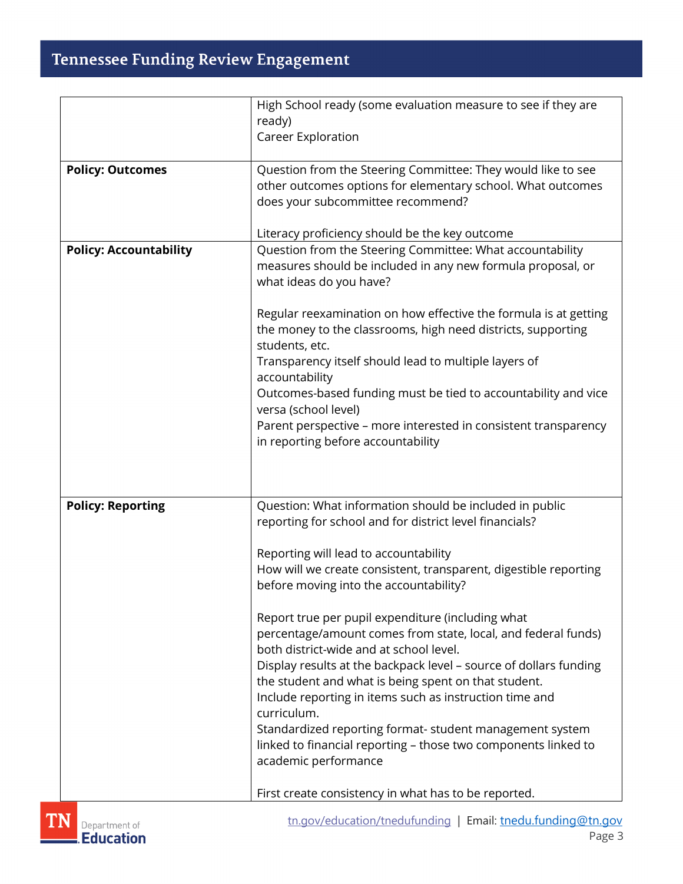| | |
|---|---|
| | High School ready (some evaluation measure to see if they are ready)<br>Career Exploration |
| **Policy: Outcomes** | Question from the Steering Committee: They would like to see other outcomes options for elementary school. What outcomes does your subcommittee recommend?<br><br>Literacy proficiency should be the key outcome |
| **Policy: Accountability** | Question from the Steering Committee: What accountability measures should be included in any new formula proposal, or what ideas do you have?<br><br>Regular reexamination on how effective the formula is at getting the money to the classrooms, high need districts, supporting students, etc.<br>Transparency itself should lead to multiple layers of accountability<br>Outcomes-based funding must be tied to accountability and vice versa (school level)<br>Parent perspective – more interested in consistent transparency in reporting before accountability |
| **Policy: Reporting** | Question: What information should be included in public reporting for school and for district level financials?<br><br>Reporting will lead to accountability<br>How will we create consistent, transparent, digestible reporting before moving into the accountability?<br><br>Report true per pupil expenditure (including what percentage/amount comes from state, local, and federal funds) both district-wide and at school level.<br>Display results at the backpack level – source of dollars funding the student and what is being spent on that student.<br>Include reporting in items such as instruction time and curriculum.<br>Standardized reporting format- student management system linked to financial reporting – those two components linked to academic performance<br><br>First create consistency in what has to be reported. |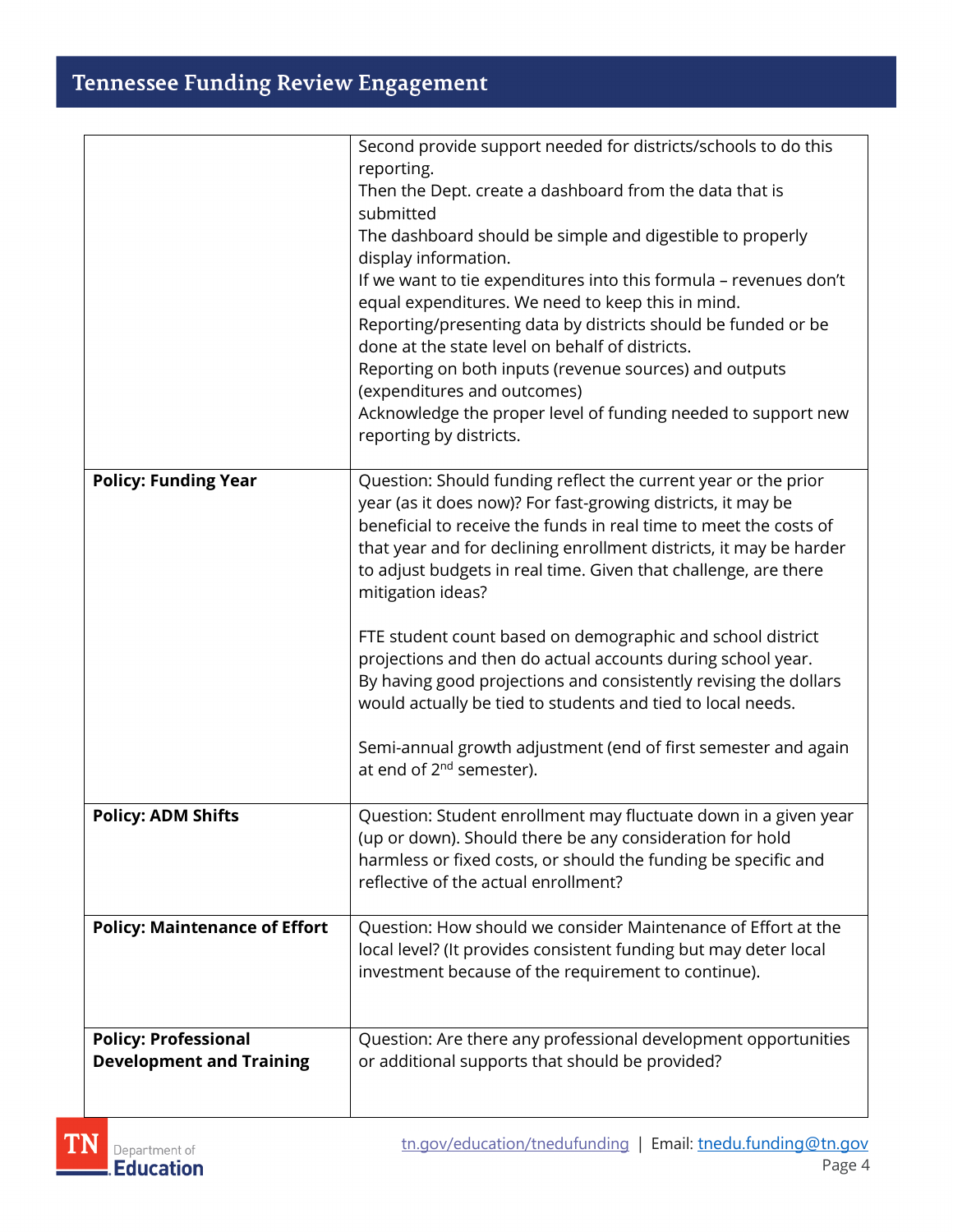| | |
|---|---|
| | Second provide support needed for districts/schools to do this reporting.<br>Then the Dept. create a dashboard from the data that is submitted<br>The dashboard should be simple and digestible to properly display information.<br>If we want to tie expenditures into this formula – revenues don't equal expenditures. We need to keep this in mind.<br>Reporting/presenting data by districts should be funded or be done at the state level on behalf of districts.<br>Reporting on both inputs (revenue sources) and outputs (expenditures and outcomes)<br>Acknowledge the proper level of funding needed to support new reporting by districts. |
| **Policy: Funding Year** | Question: Should funding reflect the current year or the prior year (as it does now)? For fast-growing districts, it may be beneficial to receive the funds in real time to meet the costs of that year and for declining enrollment districts, it may be harder to adjust budgets in real time. Given that challenge, are there mitigation ideas?<br><br>FTE student count based on demographic and school district projections and then do actual accounts during school year.<br>By having good projections and consistently revising the dollars would actually be tied to students and tied to local needs.<br><br>Semi-annual growth adjustment (end of first semester and again at end of 2nd semester). |
| **Policy: ADM Shifts** | Question: Student enrollment may fluctuate down in a given year (up or down). Should there be any consideration for hold harmless or fixed costs, or should the funding be specific and reflective of the actual enrollment? |
| **Policy: Maintenance of Effort** | Question: How should we consider Maintenance of Effort at the local level? (It provides consistent funding but may deter local investment because of the requirement to continue). |
| **Policy: Professional Development and Training** | Question: Are there any professional development opportunities or additional supports that should be provided? |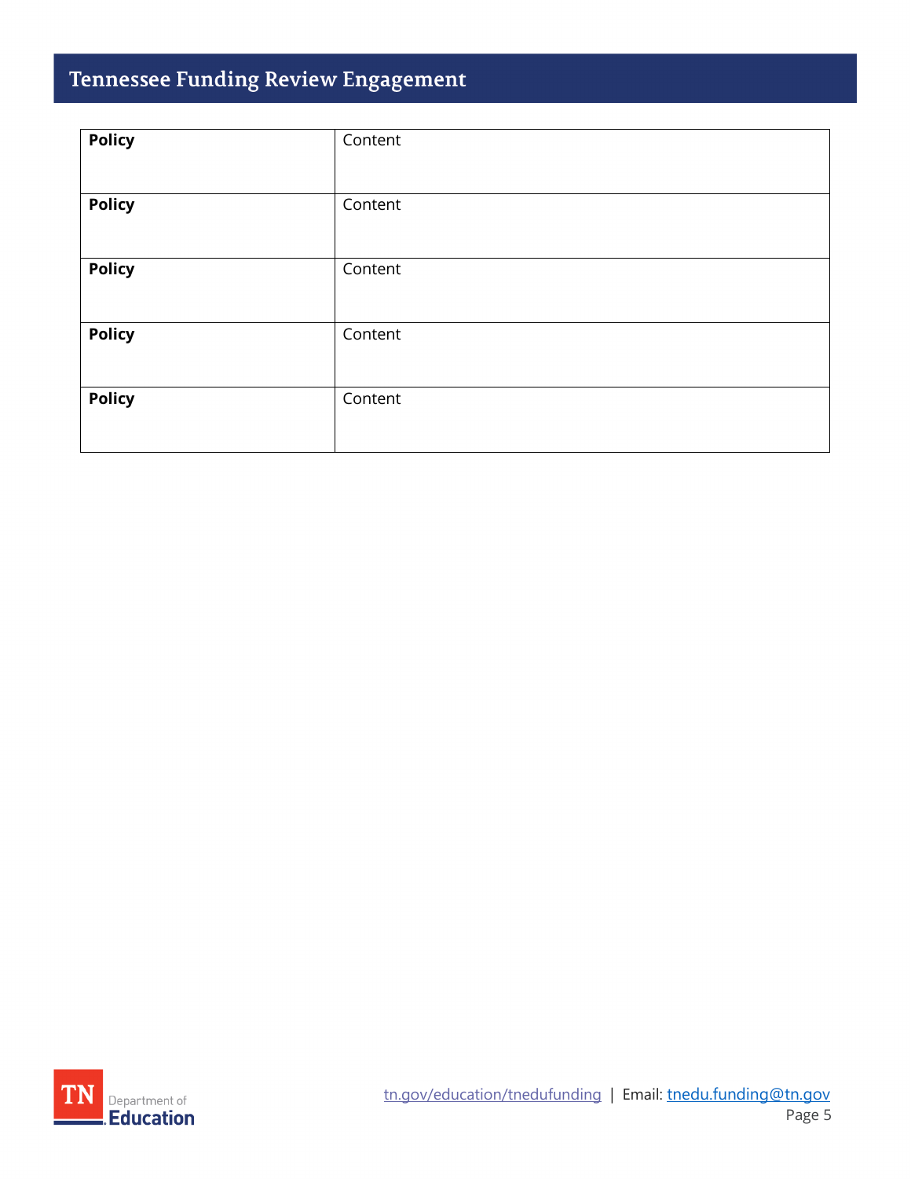| | |
|---|---|
| **Policy** | Content |
| **Policy** | Content |
| **Policy** | Content |
| **Policy** | Content |
| **Policy** | Content |